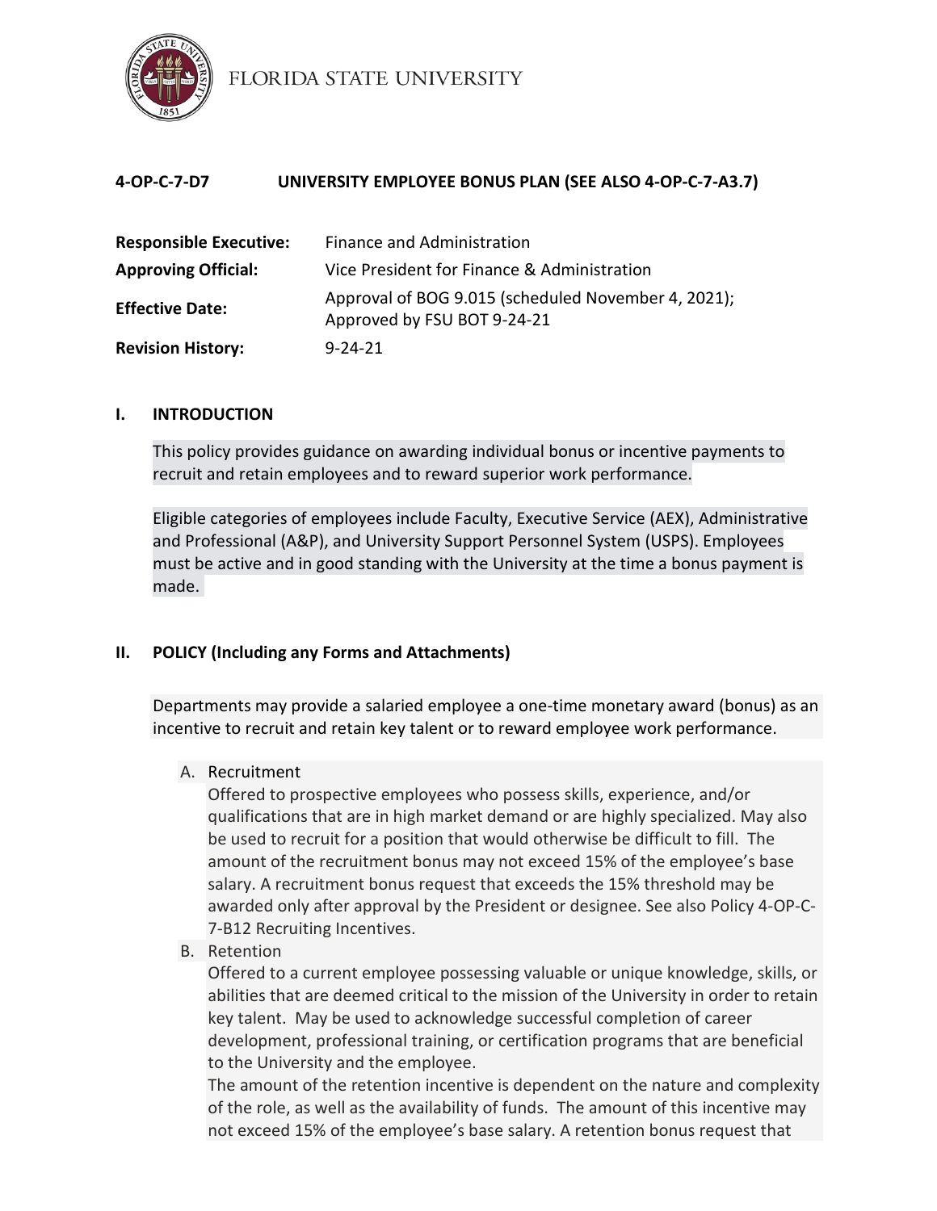FLORIDA STATE UNIVERSITY

## 4-OP-C-7-D7 UNIVERSITY EMPLOYEE BONUS PLAN (SEE ALSO 4-OP-C-7-A3.7)

| | |
|---|---|
| **Responsible Executive:** | Finance and Administration |
| **Approving Official:** | Vice President for Finance & Administration |
| **Effective Date:** | Approval of BOG 9.015 (scheduled November 4, 2021); Approved by FSU BOT 9-24-21 |
| **Revision History:** | 9-24-21 |

### I. INTRODUCTION

This policy provides guidance on awarding individual bonus or incentive payments to recruit and retain employees and to reward superior work performance.

Eligible categories of employees include Faculty, Executive Service (AEX), Administrative and Professional (A&P), and University Support Personnel System (USPS). Employees must be active and in good standing with the University at the time a bonus payment is made.

### II. POLICY (Including any Forms and Attachments)

Departments may provide a salaried employee a one-time monetary award (bonus) as an incentive to recruit and retain key talent or to reward employee work performance.

A. Recruitment
   Offered to prospective employees who possess skills, experience, and/or qualifications that are in high market demand or are highly specialized. May also be used to recruit for a position that would otherwise be difficult to fill. The amount of the recruitment bonus may not exceed 15% of the employee's base salary. A recruitment bonus request that exceeds the 15% threshold may be awarded only after approval by the President or designee. See also Policy 4-OP-C-7-B12 Recruiting Incentives.

B. Retention
   Offered to a current employee possessing valuable or unique knowledge, skills, or abilities that are deemed critical to the mission of the University in order to retain key talent. May be used to acknowledge successful completion of career development, professional training, or certification programs that are beneficial to the University and the employee.
   The amount of the retention incentive is dependent on the nature and complexity of the role, as well as the availability of funds. The amount of this incentive may not exceed 15% of the employee's base salary. A retention bonus request that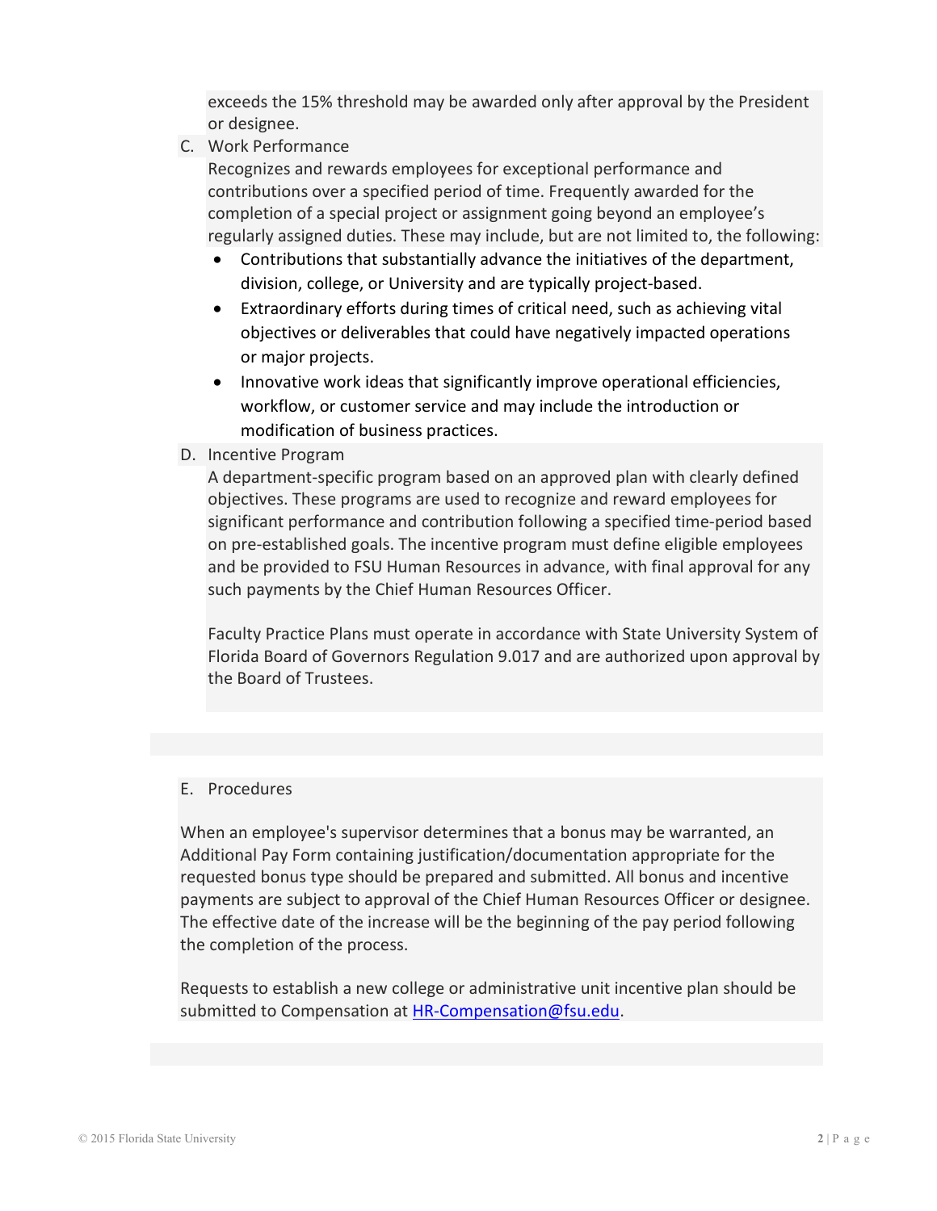exceeds the 15% threshold may be awarded only after approval by the President or designee.

C. Work Performance

Recognizes and rewards employees for exceptional performance and contributions over a specified period of time. Frequently awarded for the completion of a special project or assignment going beyond an employee's regularly assigned duties. These may include, but are not limited to, the following:

- Contributions that substantially advance the initiatives of the department, division, college, or University and are typically project-based.
- Extraordinary efforts during times of critical need, such as achieving vital objectives or deliverables that could have negatively impacted operations or major projects.
- Innovative work ideas that significantly improve operational efficiencies, workflow, or customer service and may include the introduction or modification of business practices.

D. Incentive Program

A department-specific program based on an approved plan with clearly defined objectives. These programs are used to recognize and reward employees for significant performance and contribution following a specified time-period based on pre-established goals. The incentive program must define eligible employees and be provided to FSU Human Resources in advance, with final approval for any such payments by the Chief Human Resources Officer.

Faculty Practice Plans must operate in accordance with State University System of Florida Board of Governors Regulation 9.017 and are authorized upon approval by the Board of Trustees.

E. Procedures

When an employee's supervisor determines that a bonus may be warranted, an Additional Pay Form containing justification/documentation appropriate for the requested bonus type should be prepared and submitted. All bonus and incentive payments are subject to approval of the Chief Human Resources Officer or designee. The effective date of the increase will be the beginning of the pay period following the completion of the process.

Requests to establish a new college or administrative unit incentive plan should be submitted to Compensation at HR-Compensation@fsu.edu.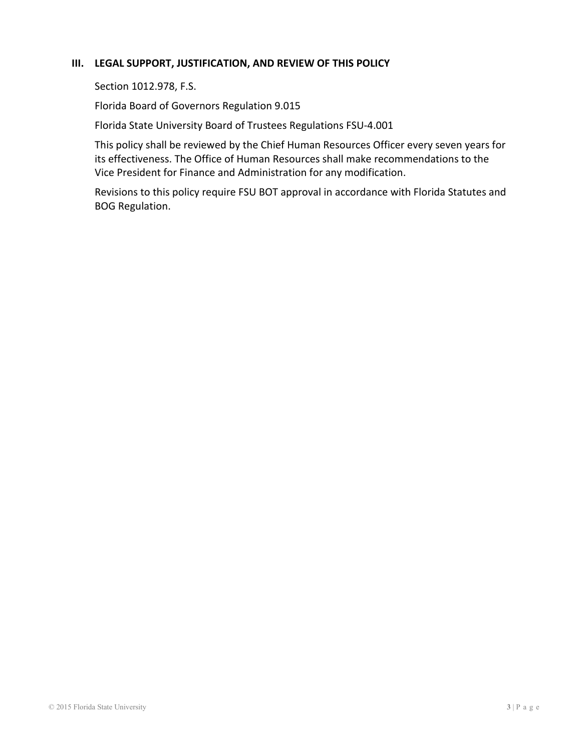## III. LEGAL SUPPORT, JUSTIFICATION, AND REVIEW OF THIS POLICY

Section 1012.978, F.S.

Florida Board of Governors Regulation 9.015

Florida State University Board of Trustees Regulations FSU-4.001

This policy shall be reviewed by the Chief Human Resources Officer every seven years for its effectiveness. The Office of Human Resources shall make recommendations to the Vice President for Finance and Administration for any modification.

Revisions to this policy require FSU BOT approval in accordance with Florida Statutes and BOG Regulation.